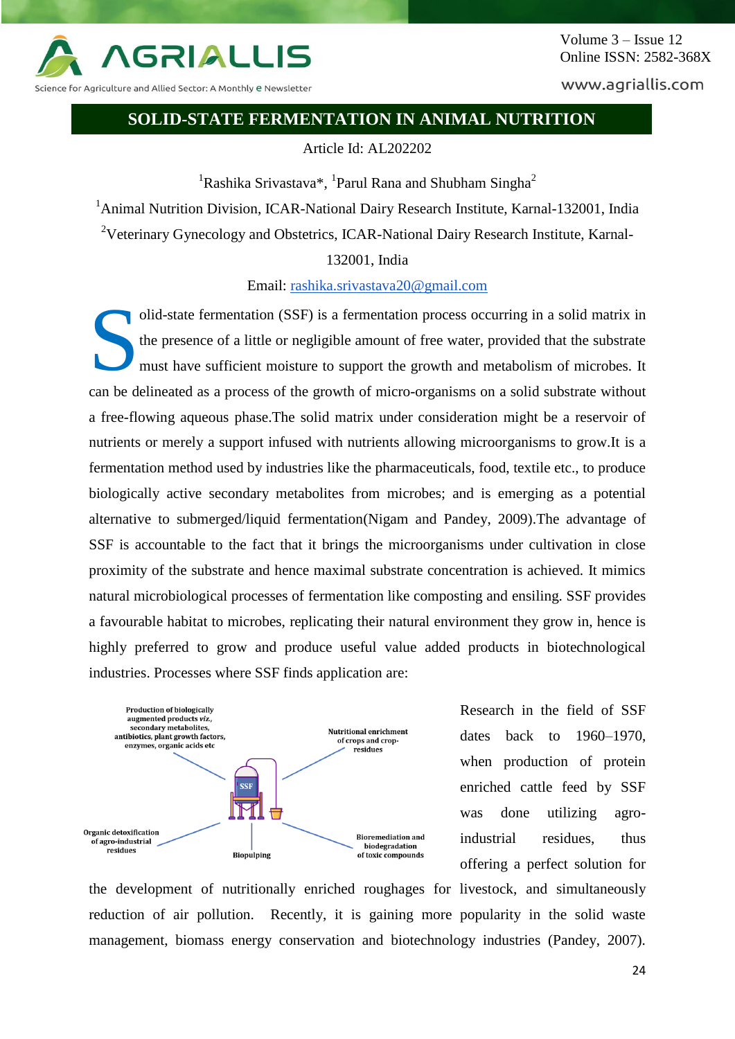# SOLID-STATE FERMENTATION IN ANIMAL NUTRITION

Article Id: AL202202

[1]Rashika Srivastava*, [1]Parul Rana and Shubham Singha[2]

[1]Animal Nutrition Division, ICAR-National Dairy Research Institute, Karnal-132001, India

[2]Veterinary Gynecology and Obstetrics, ICAR-National Dairy Research Institute, Karnal-132001, India

Email: rashika.srivastava20@gmail.com

Solid-state fermentation (SSF) is a fermentation process occurring in a solid matrix in the presence of a little or negligible amount of free water, provided that the substrate must have sufficient moisture to support the growth and metabolism of microbes. It can be delineated as a process of the growth of micro-organisms on a solid substrate without a free-flowing aqueous phase.The solid matrix under consideration might be a reservoir of nutrients or merely a support infused with nutrients allowing microorganisms to grow.It is a fermentation method used by industries like the pharmaceuticals, food, textile etc., to produce biologically active secondary metabolites from microbes; and is emerging as a potential alternative to submerged/liquid fermentation(Nigam and Pandey, 2009).The advantage of SSF is accountable to the fact that it brings the microorganisms under cultivation in close proximity of the substrate and hence maximal substrate concentration is achieved. It mimics natural microbiological processes of fermentation like composting and ensiling. SSF provides a favourable habitat to microbes, replicating their natural environment they grow in, hence is highly preferred to grow and produce useful value added products in biotechnological industries. Processes where SSF finds application are:

Production of biologically augmented products *viz.,* secondary metabolites, antibiotics, plant growth factors, enzymes, organic acids etc

Nutritional enrichment of crops and crop-residues

SSF

Organic detoxification of agro-industrial residues

Biopulping

Bioremediation and biodegradation of toxic compounds

Research in the field of SSF dates back to 1960–1970, when production of protein enriched cattle feed by SSF was done utilizing agro-industrial residues, thus offering a perfect solution for the development of nutritionally enriched roughages for livestock, and simultaneously reduction of air pollution. Recently, it is gaining more popularity in the solid waste management, biomass energy conservation and biotechnology industries (Pandey, 2007).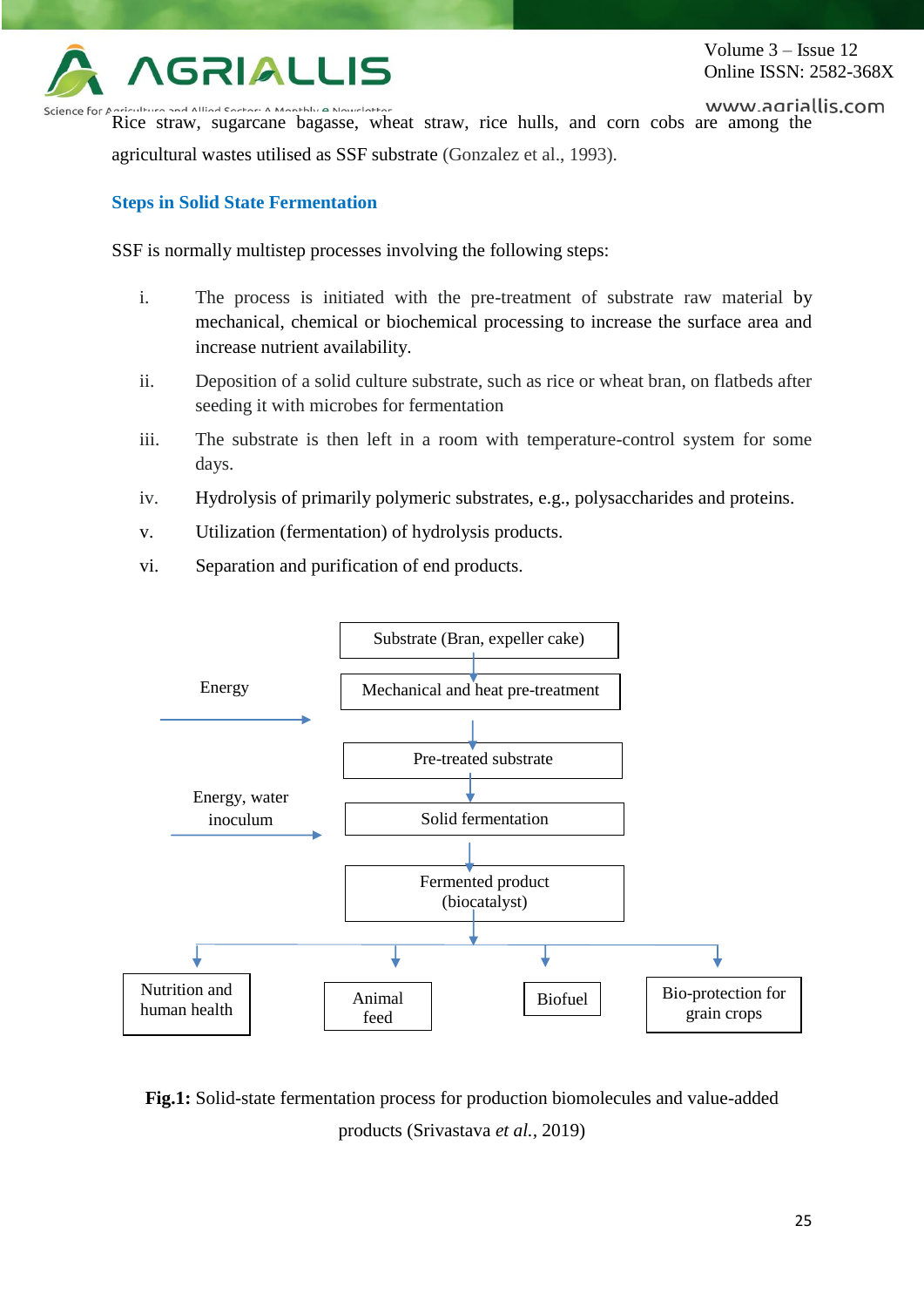Rice straw, sugarcane bagasse, wheat straw, rice hulls, and corn cobs are among the agricultural wastes utilised as SSF substrate (Gonzalez et al., 1993).

### Steps in Solid State Fermentation

SSF is normally multistep processes involving the following steps:

i. The process is initiated with the pre-treatment of substrate raw material by mechanical, chemical or biochemical processing to increase the surface area and increase nutrient availability.

ii. Deposition of a solid culture substrate, such as rice or wheat bran, on flatbeds after seeding it with microbes for fermentation

iii. The substrate is then left in a room with temperature-control system for some days.

iv. Hydrolysis of primarily polymeric substrates, e.g., polysaccharides and proteins.

v. Utilization (fermentation) of hydrolysis products.

vi. Separation and purification of end products.

Substrate (Bran, expeller cake)
↓
Energy → Mechanical and heat pre-treatment
↓
Pre-treated substrate
↓
Energy, water inoculum → Solid fermentation
↓
Fermented product (biocatalyst)
↓
Nutrition and human health | Animal feed | Biofuel | Bio-protection for grain crops

**Fig.1:** Solid-state fermentation process for production biomolecules and value-added products (Srivastava *et al.*, 2019)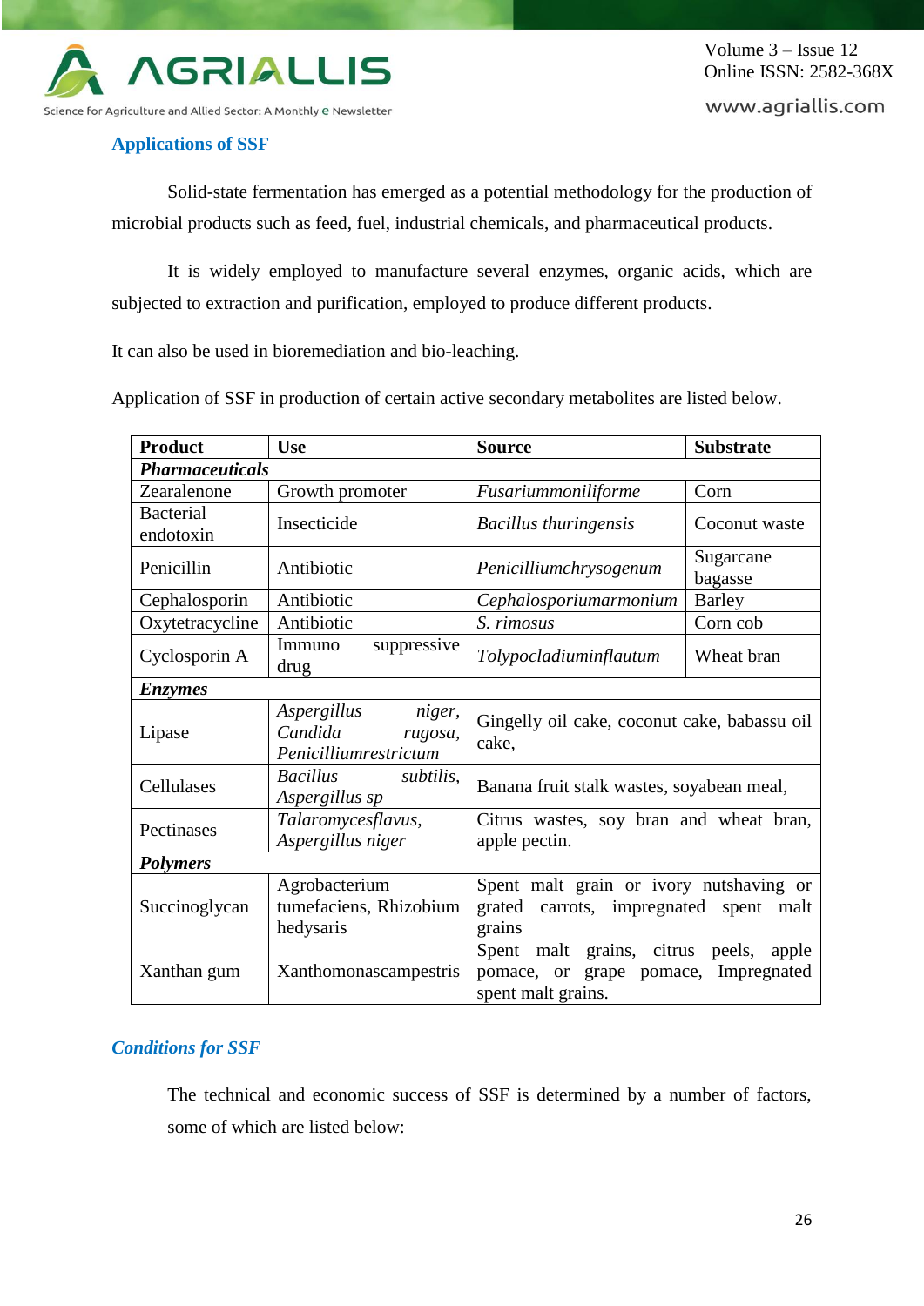## Applications of SSF

Solid-state fermentation has emerged as a potential methodology for the production of microbial products such as feed, fuel, industrial chemicals, and pharmaceutical products.

It is widely employed to manufacture several enzymes, organic acids, which are subjected to extraction and purification, employed to produce different products.

It can also be used in bioremediation and bio-leaching.

Application of SSF in production of certain active secondary metabolites are listed below.

| Product | Use | Source | Substrate |
|---|---|---|---|
| ***Pharmaceuticals*** | | | |
| Zearalenone | Growth promoter | *Fusariummoniliforme* | Corn |
| Bacterial endotoxin | Insecticide | *Bacillus thuringensis* | Coconut waste |
| Penicillin | Antibiotic | *Penicilliumchrysogenum* | Sugarcane bagasse |
| Cephalosporin | Antibiotic | *Cephalosporiumarmonium* | Barley |
| Oxytetracycline | Antibiotic | *S. rimosus* | Corn cob |
| Cyclosporin A | Immuno suppressive drug | *Tolypocladiuminflautum* | Wheat bran |
| ***Enzymes*** | | | |
| Lipase | *Aspergillus niger, Candida rugosa, Penicilliumrestrictum* | Gingelly oil cake, coconut cake, babassu oil cake, | |
| Cellulases | *Bacillus subtilis, Aspergillus sp* | Banana fruit stalk wastes, soyabean meal, | |
| Pectinases | *Talaromycesflavus, Aspergillus niger* | Citrus wastes, soy bran and wheat bran, apple pectin. | |
| ***Polymers*** | | | |
| Succinoglycan | Agrobacterium tumefaciens, Rhizobium hedysaris | Spent malt grain or ivory nutshaving or grated carrots, impregnated spent malt grains | |
| Xanthan gum | Xanthomonascampestris | Spent malt grains, citrus peels, apple pomace, or grape pomace, Impregnated spent malt grains. | |

### *Conditions for SSF*

The technical and economic success of SSF is determined by a number of factors, some of which are listed below: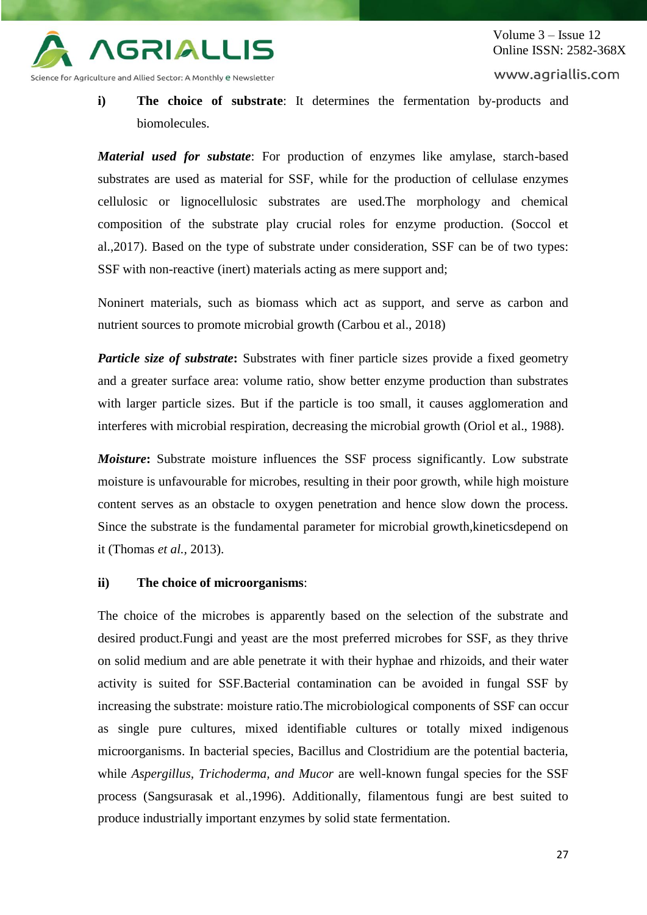**i)** **The choice of substrate**: It determines the fermentation by-products and biomolecules.

***Material used for substate***: For production of enzymes like amylase, starch-based substrates are used as material for SSF, while for the production of cellulase enzymes cellulosic or lignocellulosic substrates are used.The morphology and chemical composition of the substrate play crucial roles for enzyme production. (Soccol et al.,2017). Based on the type of substrate under consideration, SSF can be of two types: SSF with non-reactive (inert) materials acting as mere support and;

Noninert materials, such as biomass which act as support, and serve as carbon and nutrient sources to promote microbial growth (Carbou et al., 2018)

***Particle size of substrate*****:** Substrates with finer particle sizes provide a fixed geometry and a greater surface area: volume ratio, show better enzyme production than substrates with larger particle sizes. But if the particle is too small, it causes agglomeration and interferes with microbial respiration, decreasing the microbial growth (Oriol et al., 1988).

***Moisture*****:** Substrate moisture influences the SSF process significantly. Low substrate moisture is unfavourable for microbes, resulting in their poor growth, while high moisture content serves as an obstacle to oxygen penetration and hence slow down the process. Since the substrate is the fundamental parameter for microbial growth,kineticsdepend on it (Thomas *et al.,* 2013).

**ii)** **The choice of microorganisms**:

The choice of the microbes is apparently based on the selection of the substrate and desired product.Fungi and yeast are the most preferred microbes for SSF, as they thrive on solid medium and are able penetrate it with their hyphae and rhizoids, and their water activity is suited for SSF.Bacterial contamination can be avoided in fungal SSF by increasing the substrate: moisture ratio.The microbiological components of SSF can occur as single pure cultures, mixed identifiable cultures or totally mixed indigenous microorganisms. In bacterial species, Bacillus and Clostridium are the potential bacteria, while *Aspergillus*, *Trichoderma, and Mucor* are well-known fungal species for the SSF process (Sangsurasak et al.,1996). Additionally, filamentous fungi are best suited to produce industrially important enzymes by solid state fermentation.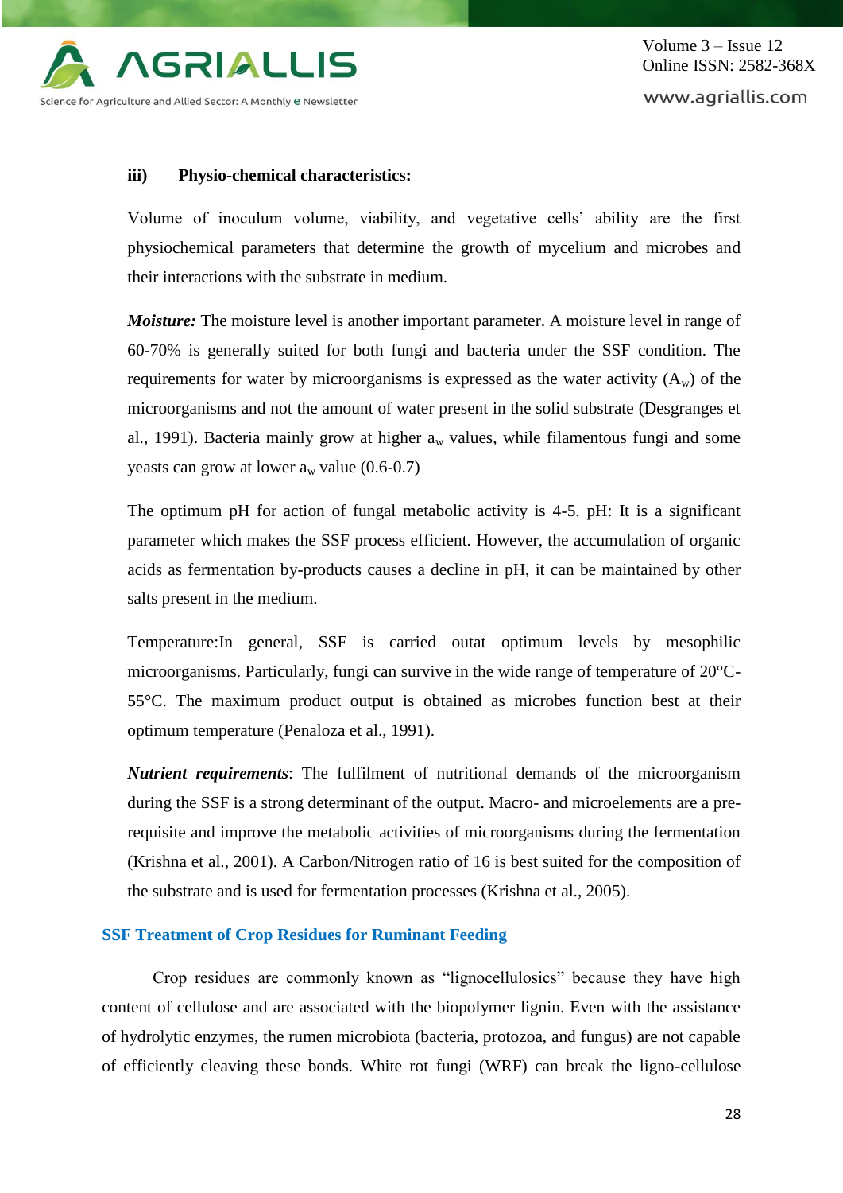### iii) Physio-chemical characteristics:

Volume of inoculum volume, viability, and vegetative cells' ability are the first physiochemical parameters that determine the growth of mycelium and microbes and their interactions with the substrate in medium.

***Moisture:*** The moisture level is another important parameter. A moisture level in range of 60-70% is generally suited for both fungi and bacteria under the SSF condition. The requirements for water by microorganisms is expressed as the water activity ($A_w$) of the microorganisms and not the amount of water present in the solid substrate (Desgranges et al., 1991). Bacteria mainly grow at higher $a_w$ values, while filamentous fungi and some yeasts can grow at lower $a_w$ value (0.6-0.7)

The optimum pH for action of fungal metabolic activity is 4-5. pH: It is a significant parameter which makes the SSF process efficient. However, the accumulation of organic acids as fermentation by-products causes a decline in pH, it can be maintained by other salts present in the medium.

Temperature:In general, SSF is carried outat optimum levels by mesophilic microorganisms. Particularly, fungi can survive in the wide range of temperature of 20°C-55°C. The maximum product output is obtained as microbes function best at their optimum temperature (Penaloza et al., 1991).

***Nutrient requirements***: The fulfilment of nutritional demands of the microorganism during the SSF is a strong determinant of the output. Macro- and microelements are a pre-requisite and improve the metabolic activities of microorganisms during the fermentation (Krishna et al., 2001). A Carbon/Nitrogen ratio of 16 is best suited for the composition of the substrate and is used for fermentation processes (Krishna et al., 2005).

## SSF Treatment of Crop Residues for Ruminant Feeding

Crop residues are commonly known as "lignocellulosics" because they have high content of cellulose and are associated with the biopolymer lignin. Even with the assistance of hydrolytic enzymes, the rumen microbiota (bacteria, protozoa, and fungus) are not capable of efficiently cleaving these bonds. White rot fungi (WRF) can break the ligno-cellulose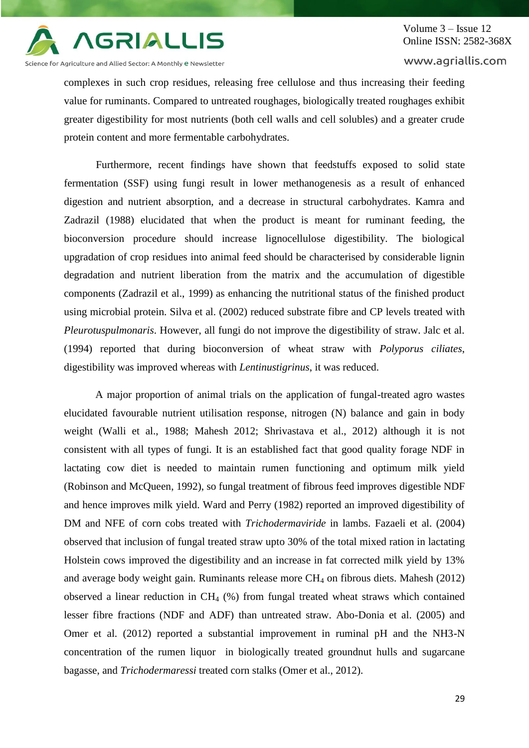complexes in such crop residues, releasing free cellulose and thus increasing their feeding value for ruminants. Compared to untreated roughages, biologically treated roughages exhibit greater digestibility for most nutrients (both cell walls and cell solubles) and a greater crude protein content and more fermentable carbohydrates.

Furthermore, recent findings have shown that feedstuffs exposed to solid state fermentation (SSF) using fungi result in lower methanogenesis as a result of enhanced digestion and nutrient absorption, and a decrease in structural carbohydrates. Kamra and Zadrazil (1988) elucidated that when the product is meant for ruminant feeding, the bioconversion procedure should increase lignocellulose digestibility. The biological upgradation of crop residues into animal feed should be characterised by considerable lignin degradation and nutrient liberation from the matrix and the accumulation of digestible components (Zadrazil et al., 1999) as enhancing the nutritional status of the finished product using microbial protein. Silva et al. (2002) reduced substrate fibre and CP levels treated with *Pleurotuspulmonaris*. However, all fungi do not improve the digestibility of straw. Jalc et al. (1994) reported that during bioconversion of wheat straw with *Polyporus ciliates*, digestibility was improved whereas with *Lentinustigrinus*, it was reduced.

A major proportion of animal trials on the application of fungal-treated agro wastes elucidated favourable nutrient utilisation response, nitrogen (N) balance and gain in body weight (Walli et al., 1988; Mahesh 2012; Shrivastava et al., 2012) although it is not consistent with all types of fungi. It is an established fact that good quality forage NDF in lactating cow diet is needed to maintain rumen functioning and optimum milk yield (Robinson and McQueen, 1992), so fungal treatment of fibrous feed improves digestible NDF and hence improves milk yield. Ward and Perry (1982) reported an improved digestibility of DM and NFE of corn cobs treated with *Trichodermaviride* in lambs. Fazaeli et al. (2004) observed that inclusion of fungal treated straw upto 30% of the total mixed ration in lactating Holstein cows improved the digestibility and an increase in fat corrected milk yield by 13% and average body weight gain. Ruminants release more $CH_4$ on fibrous diets. Mahesh (2012) observed a linear reduction in $CH_4$ (%) from fungal treated wheat straws which contained lesser fibre fractions (NDF and ADF) than untreated straw. Abo-Donia et al. (2005) and Omer et al. (2012) reported a substantial improvement in ruminal pH and the NH3-N concentration of the rumen liquor in biologically treated groundnut hulls and sugarcane bagasse, and *Trichodermaressi* treated corn stalks (Omer et al., 2012).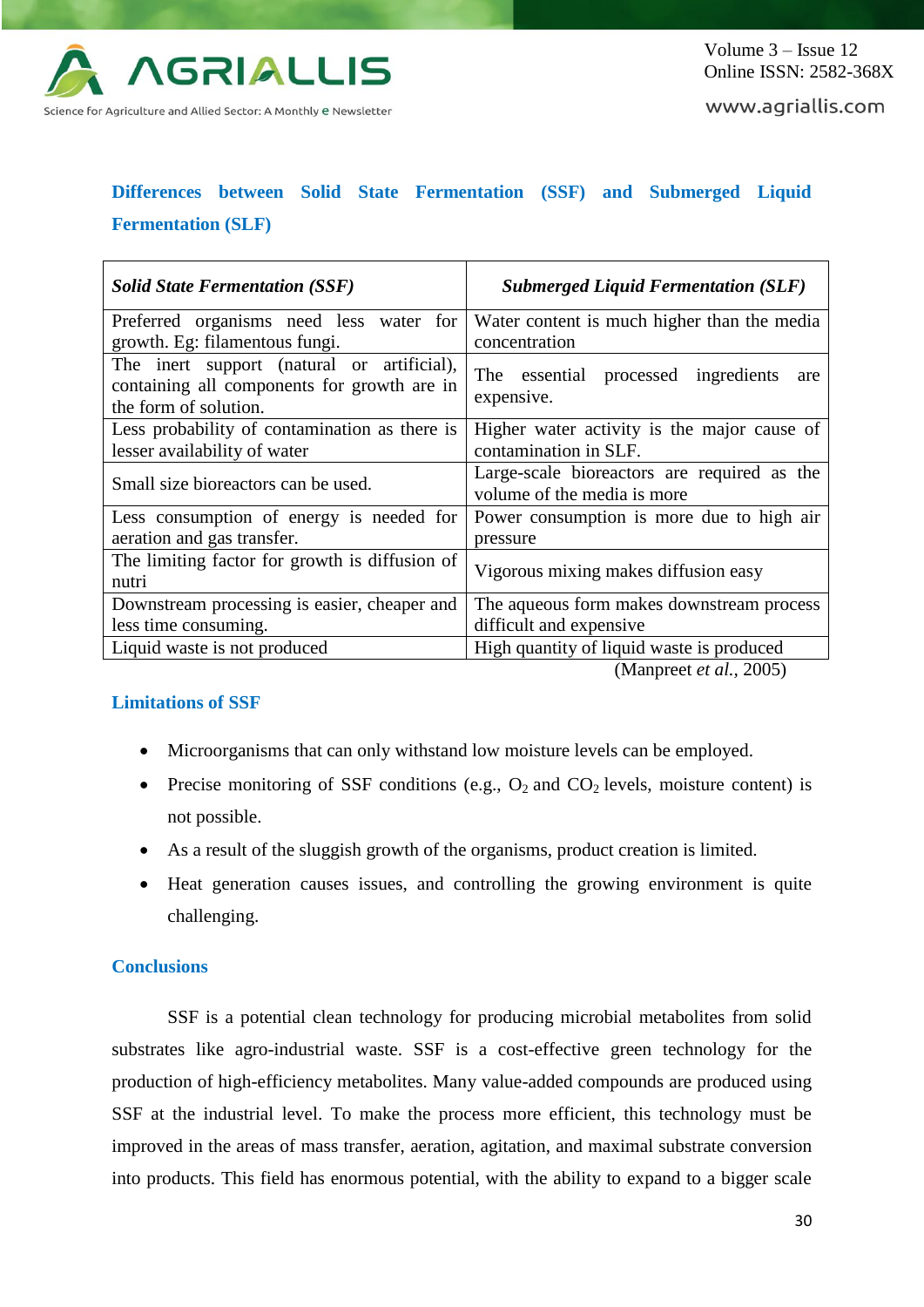## Differences between Solid State Fermentation (SSF) and Submerged Liquid Fermentation (SLF)

| *Solid State Fermentation (SSF)* | *Submerged Liquid Fermentation (SLF)* |
|---|---|
| Preferred organisms need less water for growth. Eg: filamentous fungi. | Water content is much higher than the media concentration |
| The inert support (natural or artificial), containing all components for growth are in the form of solution. | The essential processed ingredients are expensive. |
| Less probability of contamination as there is lesser availability of water | Higher water activity is the major cause of contamination in SLF. |
| Small size bioreactors can be used. | Large-scale bioreactors are required as the volume of the media is more |
| Less consumption of energy is needed for aeration and gas transfer. | Power consumption is more due to high air pressure |
| The limiting factor for growth is diffusion of nutri | Vigorous mixing makes diffusion easy |
| Downstream processing is easier, cheaper and less time consuming. | The aqueous form makes downstream process difficult and expensive |
| Liquid waste is not produced | High quantity of liquid waste is produced |

(Manpreet *et al.*, 2005)

### Limitations of SSF

- Microorganisms that can only withstand low moisture levels can be employed.
- Precise monitoring of SSF conditions (e.g., $O_2$ and $CO_2$ levels, moisture content) is not possible.
- As a result of the sluggish growth of the organisms, product creation is limited.
- Heat generation causes issues, and controlling the growing environment is quite challenging.

### Conclusions

SSF is a potential clean technology for producing microbial metabolites from solid substrates like agro-industrial waste. SSF is a cost-effective green technology for the production of high-efficiency metabolites. Many value-added compounds are produced using SSF at the industrial level. To make the process more efficient, this technology must be improved in the areas of mass transfer, aeration, agitation, and maximal substrate conversion into products. This field has enormous potential, with the ability to expand to a bigger scale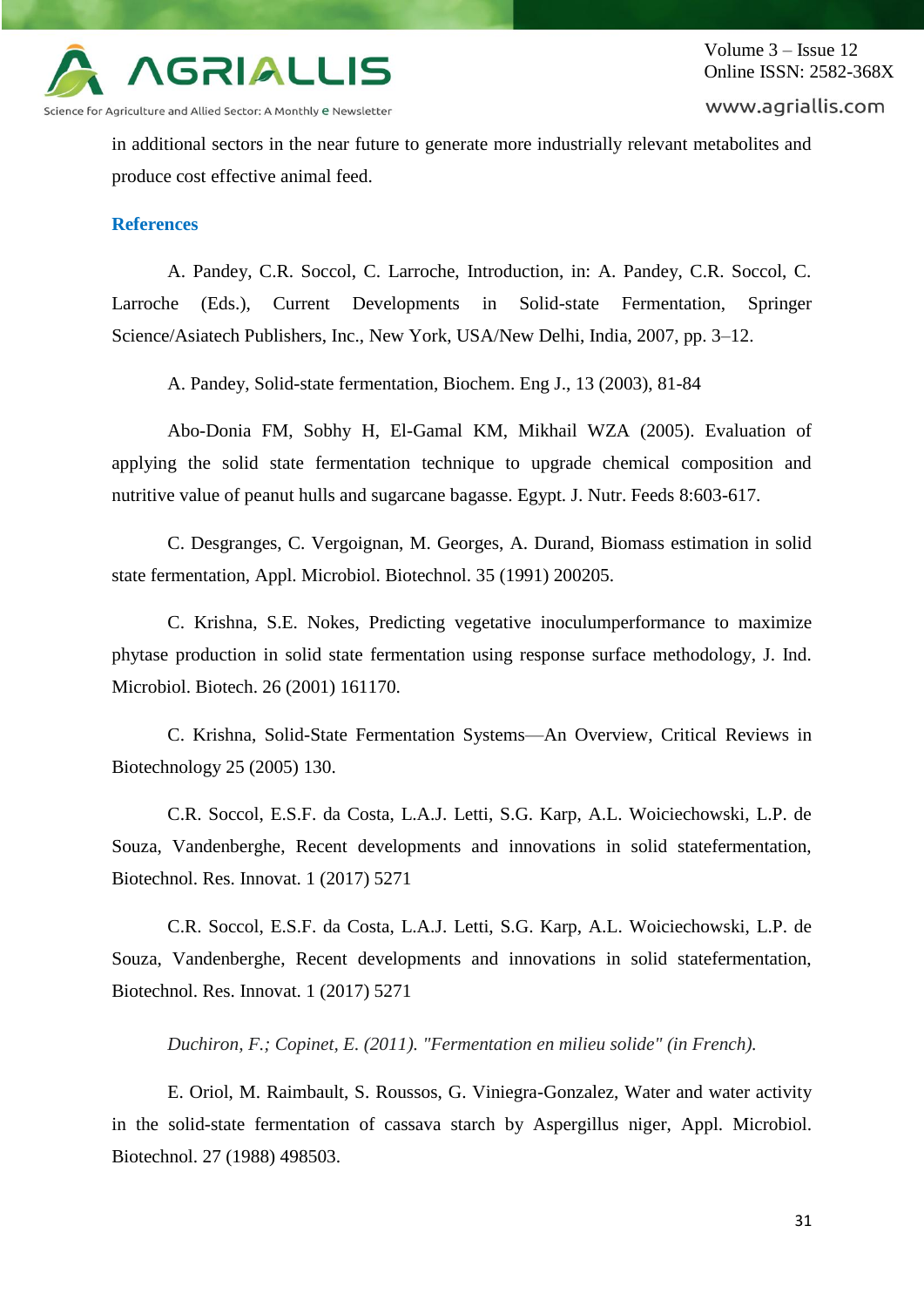in additional sectors in the near future to generate more industrially relevant metabolites and produce cost effective animal feed.

## References

A. Pandey, C.R. Soccol, C. Larroche, Introduction, in: A. Pandey, C.R. Soccol, C. Larroche (Eds.), Current Developments in Solid-state Fermentation, Springer Science/Asiatech Publishers, Inc., New York, USA/New Delhi, India, 2007, pp. 3–12.

A. Pandey, Solid-state fermentation, Biochem. Eng J., 13 (2003), 81-84

Abo-Donia FM, Sobhy H, El-Gamal KM, Mikhail WZA (2005). Evaluation of applying the solid state fermentation technique to upgrade chemical composition and nutritive value of peanut hulls and sugarcane bagasse. Egypt. J. Nutr. Feeds 8:603-617.

C. Desgranges, C. Vergoignan, M. Georges, A. Durand, Biomass estimation in solid state fermentation, Appl. Microbiol. Biotechnol. 35 (1991) 200205.

C. Krishna, S.E. Nokes, Predicting vegetative inoculumperformance to maximize phytase production in solid state fermentation using response surface methodology, J. Ind. Microbiol. Biotech. 26 (2001) 161170.

C. Krishna, Solid-State Fermentation Systems—An Overview, Critical Reviews in Biotechnology 25 (2005) 130.

C.R. Soccol, E.S.F. da Costa, L.A.J. Letti, S.G. Karp, A.L. Woiciechowski, L.P. de Souza, Vandenberghe, Recent developments and innovations in solid statefermentation, Biotechnol. Res. Innovat. 1 (2017) 5271

C.R. Soccol, E.S.F. da Costa, L.A.J. Letti, S.G. Karp, A.L. Woiciechowski, L.P. de Souza, Vandenberghe, Recent developments and innovations in solid statefermentation, Biotechnol. Res. Innovat. 1 (2017) 5271

*Duchiron, F.; Copinet, E. (2011). "Fermentation en milieu solide" (in French).*

E. Oriol, M. Raimbault, S. Roussos, G. Viniegra-Gonzalez, Water and water activity in the solid-state fermentation of cassava starch by Aspergillus niger, Appl. Microbiol. Biotechnol. 27 (1988) 498503.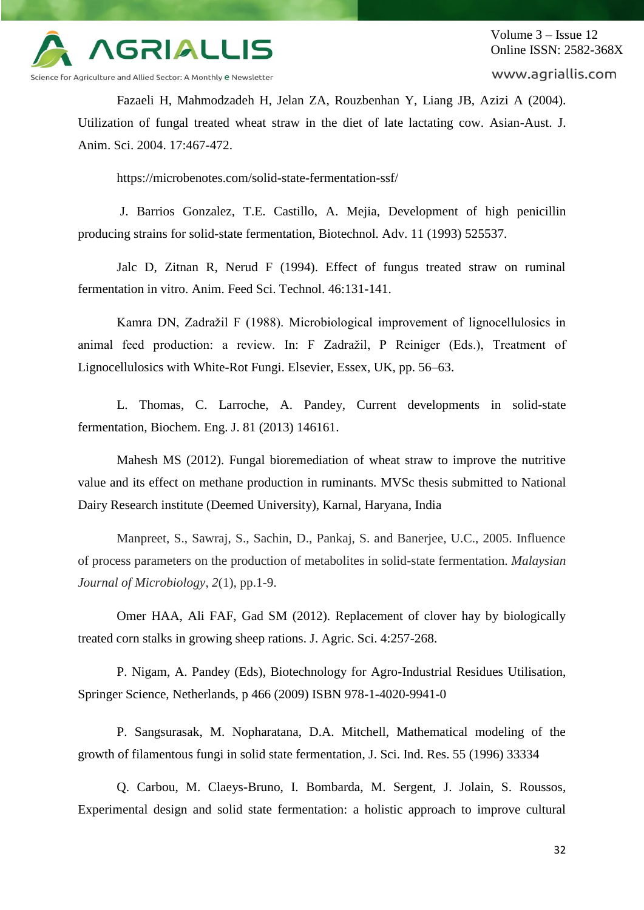Fazaeli H, Mahmodzadeh H, Jelan ZA, Rouzbenhan Y, Liang JB, Azizi A (2004). Utilization of fungal treated wheat straw in the diet of late lactating cow. Asian-Aust. J. Anim. Sci. 2004. 17:467-472.

https://microbenotes.com/solid-state-fermentation-ssf/

J. Barrios Gonzalez, T.E. Castillo, A. Mejia, Development of high penicillin producing strains for solid-state fermentation, Biotechnol. Adv. 11 (1993) 525537.

Jalc D, Zitnan R, Nerud F (1994). Effect of fungus treated straw on ruminal fermentation in vitro. Anim. Feed Sci. Technol. 46:131-141.

Kamra DN, Zadražil F (1988). Microbiological improvement of lignocellulosics in animal feed production: a review. In: F Zadražil, P Reiniger (Eds.), Treatment of Lignocellulosics with White-Rot Fungi. Elsevier, Essex, UK, pp. 56–63.

L. Thomas, C. Larroche, A. Pandey, Current developments in solid-state fermentation, Biochem. Eng. J. 81 (2013) 146161.

Mahesh MS (2012). Fungal bioremediation of wheat straw to improve the nutritive value and its effect on methane production in ruminants. MVSc thesis submitted to National Dairy Research institute (Deemed University), Karnal, Haryana, India

Manpreet, S., Sawraj, S., Sachin, D., Pankaj, S. and Banerjee, U.C., 2005. Influence of process parameters on the production of metabolites in solid-state fermentation. *Malaysian Journal of Microbiology*, *2*(1), pp.1-9.

Omer HAA, Ali FAF, Gad SM (2012). Replacement of clover hay by biologically treated corn stalks in growing sheep rations. J. Agric. Sci. 4:257-268.

P. Nigam, A. Pandey (Eds), Biotechnology for Agro-Industrial Residues Utilisation, Springer Science, Netherlands, p 466 (2009) ISBN 978-1-4020-9941-0

P. Sangsurasak, M. Nopharatana, D.A. Mitchell, Mathematical modeling of the growth of filamentous fungi in solid state fermentation, J. Sci. Ind. Res. 55 (1996) 33334

Q. Carbou, M. Claeys-Bruno, I. Bombarda, M. Sergent, J. Jolain, S. Roussos, Experimental design and solid state fermentation: a holistic approach to improve cultural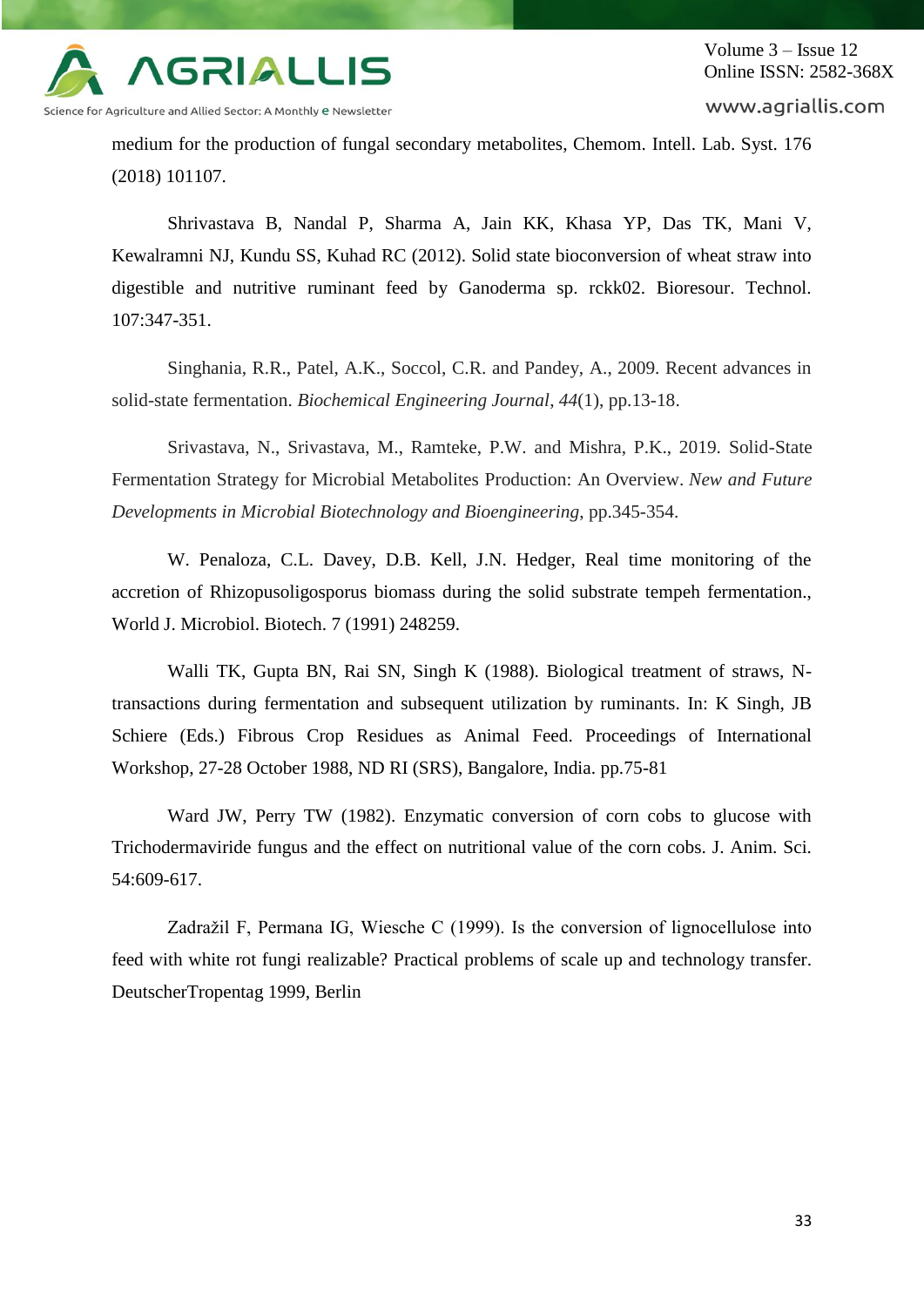medium for the production of fungal secondary metabolites, Chemom. Intell. Lab. Syst. 176 (2018) 101107.

Shrivastava B, Nandal P, Sharma A, Jain KK, Khasa YP, Das TK, Mani V, Kewalramni NJ, Kundu SS, Kuhad RC (2012). Solid state bioconversion of wheat straw into digestible and nutritive ruminant feed by Ganoderma sp. rckk02. Bioresour. Technol. 107:347-351.

Singhania, R.R., Patel, A.K., Soccol, C.R. and Pandey, A., 2009. Recent advances in solid-state fermentation. *Biochemical Engineering Journal*, *44*(1), pp.13-18.

Srivastava, N., Srivastava, M., Ramteke, P.W. and Mishra, P.K., 2019. Solid-State Fermentation Strategy for Microbial Metabolites Production: An Overview. *New and Future Developments in Microbial Biotechnology and Bioengineering*, pp.345-354.

W. Penaloza, C.L. Davey, D.B. Kell, J.N. Hedger, Real time monitoring of the accretion of Rhizopusoligosporus biomass during the solid substrate tempeh fermentation., World J. Microbiol. Biotech. 7 (1991) 248259.

Walli TK, Gupta BN, Rai SN, Singh K (1988). Biological treatment of straws, N-transactions during fermentation and subsequent utilization by ruminants. In: K Singh, JB Schiere (Eds.) Fibrous Crop Residues as Animal Feed. Proceedings of International Workshop, 27-28 October 1988, ND RI (SRS), Bangalore, India. pp.75-81

Ward JW, Perry TW (1982). Enzymatic conversion of corn cobs to glucose with Trichodermaviride fungus and the effect on nutritional value of the corn cobs. J. Anim. Sci. 54:609-617.

Zadražil F, Permana IG, Wiesche C (1999). Is the conversion of lignocellulose into feed with white rot fungi realizable? Practical problems of scale up and technology transfer. DeutscherTropentag 1999, Berlin